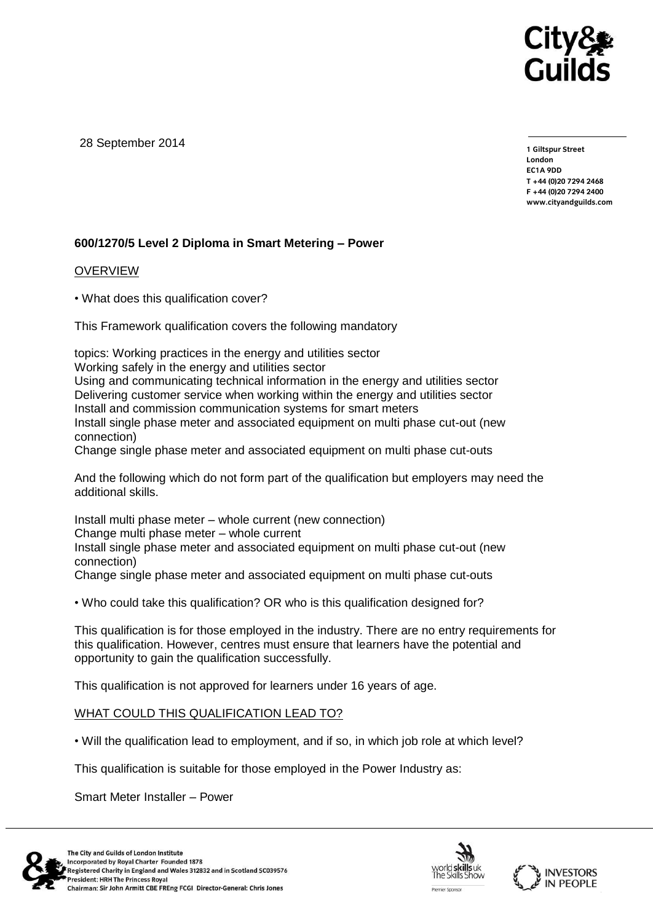28 September 2014

1 Giltspur Street
London
EC1A 9DD
T +44 (0)20 7294 2468
F +44 (0)20 7294 2400
www.cityandguilds.com

**600/1270/5 Level 2 Diploma in Smart Metering – Power**

OVERVIEW

• What does this qualification cover?

This Framework qualification covers the following mandatory

topics: Working practices in the energy and utilities sector
Working safely in the energy and utilities sector
Using and communicating technical information in the energy and utilities sector
Delivering customer service when working within the energy and utilities sector
Install and commission communication systems for smart meters
Install single phase meter and associated equipment on multi phase cut-out (new connection)
Change single phase meter and associated equipment on multi phase cut-outs

And the following which do not form part of the qualification but employers may need the additional skills.

Install multi phase meter – whole current (new connection)
Change multi phase meter – whole current
Install single phase meter and associated equipment on multi phase cut-out (new connection)
Change single phase meter and associated equipment on multi phase cut-outs

• Who could take this qualification? OR who is this qualification designed for?

This qualification is for those employed in the industry. There are no entry requirements for this qualification. However, centres must ensure that learners have the potential and opportunity to gain the qualification successfully.

This qualification is not approved for learners under 16 years of age.

WHAT COULD THIS QUALIFICATION LEAD TO?

• Will the qualification lead to employment, and if so, in which job role at which level?

This qualification is suitable for those employed in the Power Industry as:

Smart Meter Installer – Power

The City and Guilds of London Institute
Incorporated by Royal Charter Founded 1878
Registered Charity in England and Wales 312832 and in Scotland SC039576
President: HRH The Princess Royal
Chairman: Sir John Armitt CBE FREng FCGI Director-General: Chris Jones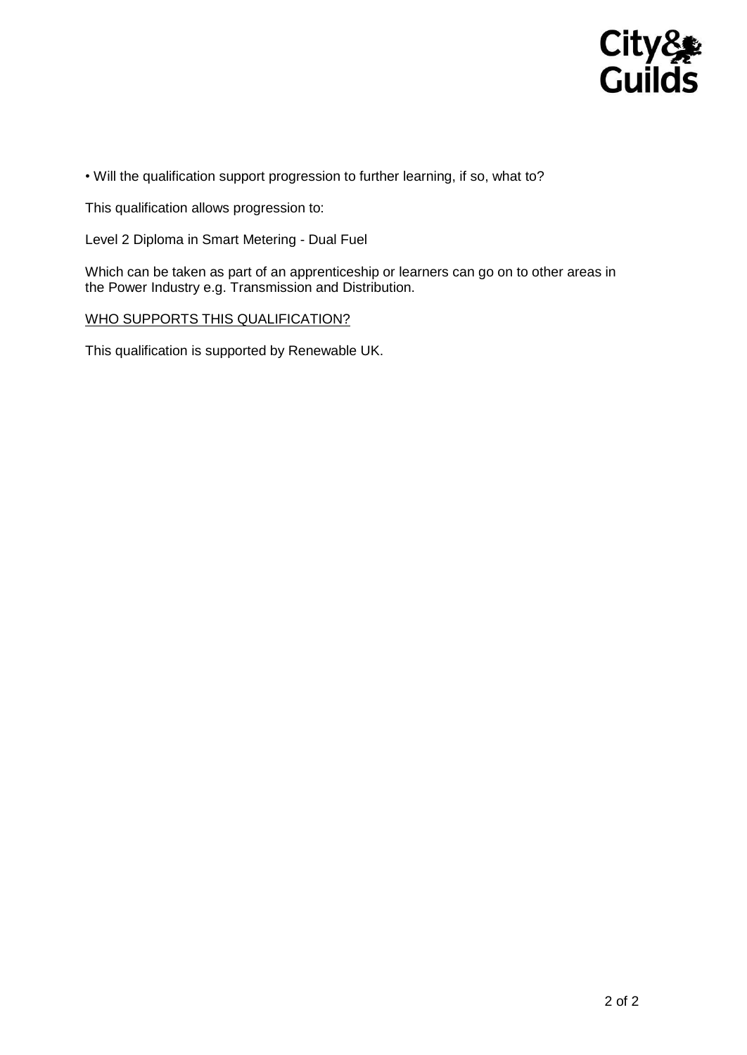- Will the qualification support progression to further learning, if so, what to?

This qualification allows progression to:

Level 2 Diploma in Smart Metering - Dual Fuel

Which can be taken as part of an apprenticeship or learners can go on to other areas in the Power Industry e.g. Transmission and Distribution.

<u>WHO SUPPORTS THIS QUALIFICATION?</u>

This qualification is supported by Renewable UK.